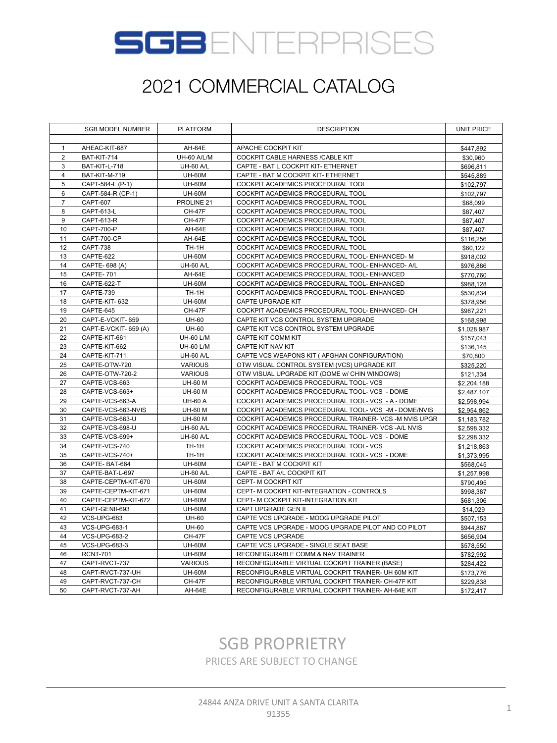# SGB ENTERPRISES

## 2021 COMMERCIAL CATALOG

| | SGB MODEL NUMBER | PLATFORM | DESCRIPTION | UNIT PRICE |
|---|---|---|---|---|
| | | | | |
| 1 | AHEAC-KIT-687 | AH-64E | APACHE COCKPIT KIT | $447,892 |
| 2 | BAT-KIT-714 | UH-60 A/L/M | COCKPIT CABLE HARNESS /CABLE KIT | $30,960 |
| 3 | BAT-KIT-L-718 | UH-60 A/L | CAPTE - BAT L COCKPIT KIT- ETHERNET | $696,811 |
| 4 | BAT-KIT-M-719 | UH-60M | CAPTE - BAT M COCKPIT KIT- ETHERNET | $545,889 |
| 5 | CAPT-584-L (P-1) | UH-60M | COCKPIT ACADEMICS PROCEDURAL TOOL | $102,797 |
| 6 | CAPT-584-R (CP-1) | UH-60M | COCKPIT ACADEMICS PROCEDURAL TOOL | $102,797 |
| 7 | CAPT-607 | PROLINE 21 | COCKPIT ACADEMICS PROCEDURAL TOOL | $68,099 |
| 8 | CAPT-613-L | CH-47F | COCKPIT ACADEMICS PROCEDURAL TOOL | $87,407 |
| 9 | CAPT-613-R | CH-47F | COCKPIT ACADEMICS PROCEDURAL TOOL | $87,407 |
| 10 | CAPT-700-P | AH-64E | COCKPIT ACADEMICS PROCEDURAL TOOL | $87,407 |
| 11 | CAPT-700-CP | AH-64E | COCKPIT ACADEMICS PROCEDURAL TOOL | $116,256 |
| 12 | CAPT-738 | TH-1H | COCKPIT ACADEMICS PROCEDURAL TOOL | $60,122 |
| 13 | CAPTE-622 | UH-60M | COCKPIT ACADEMICS PROCEDURAL TOOL- ENHANCED- M | $918,002 |
| 14 | CAPTE- 698 (A) | UH-60 A/L | COCKPIT ACADEMICS PROCEDURAL TOOL- ENHANCED- A/L | $976,886 |
| 15 | CAPTE- 701 | AH-64E | COCKPIT ACADEMICS PROCEDURAL TOOL- ENHANCED | $770,760 |
| 16 | CAPTE-622-T | UH-60M | COCKPIT ACADEMICS PROCEDURAL TOOL- ENHANCED | $988,128 |
| 17 | CAPTE-739 | TH-1H | COCKPIT ACADEMICS PROCEDURAL TOOL- ENHANCED | $530,834 |
| 18 | CAPTE-KIT- 632 | UH-60M | CAPTE UPGRADE KIT | $378,956 |
| 19 | CAPTE-645 | CH-47F | COCKPIT ACADEMICS PROCEDURAL TOOL- ENHANCED- CH | $987,221 |
| 20 | CAPT-E-VCKIT- 659 | UH-60 | CAPTE KIT VCS CONTROL SYSTEM UPGRADE | $168,998 |
| 21 | CAPT-E-VCKIT- 659 (A) | UH-60 | CAPTE KIT VCS CONTROL SYSTEM UPGRADE | $1,028,987 |
| 22 | CAPTE-KIT-661 | UH-60 L/M | CAPTE KIT COMM KIT | $157,043 |
| 23 | CAPTE-KIT-662 | UH-60 L/M | CAPTE KIT NAV KIT | $136,145 |
| 24 | CAPTE-KIT-711 | UH-60 A/L | CAPTE VCS WEAPONS KIT ( AFGHAN CONFIGURATION) | $70,800 |
| 25 | CAPTE-OTW-720 | VARIOUS | OTW VISUAL CONTROL SYSTEM (VCS) UPGRADE KIT | $325,220 |
| 26 | CAPTE-OTW-720-2 | VARIOUS | OTW VISUAL UPGRADE KIT (DOME w/ CHIN WINDOWS) | $121,334 |
| 27 | CAPTE-VCS-663 | UH-60 M | COCKPIT ACADEMICS PROCEDURAL TOOL- VCS | $2,204,188 |
| 28 | CAPTE-VCS-663+ | UH-60 M | COCKPIT ACADEMICS PROCEDURAL TOOL- VCS - DOME | $2,487,107 |
| 29 | CAPTE-VCS-663-A | UH-60 A | COCKPIT ACADEMICS PROCEDURAL TOOL- VCS - A - DOME | $2,598,994 |
| 30 | CAPTE-VCS-663-NVIS | UH-60 M | COCKPIT ACADEMICS PROCEDURAL TOOL- VCS -M - DOME/NVIS | $2,954,862 |
| 31 | CAPTE-VCS-663-U | UH-60 M | COCKPIT ACADEMICS PROCEDURAL TRAINER- VCS -M NVIS UPGR | $1,183,782 |
| 32 | CAPTE-VCS-698-U | UH-60 A/L | COCKPIT ACADEMICS PROCEDURAL TRAINER- VCS -A/L NVIS | $2,598,332 |
| 33 | CAPTE-VCS-699+ | UH-60 A/L | COCKPIT ACADEMICS PROCEDURAL TOOL- VCS - DOME | $2,298,332 |
| 34 | CAPTE-VCS-740 | TH-1H | COCKPIT ACADEMICS PROCEDURAL TOOL- VCS | $1,218,863 |
| 35 | CAPTE-VCS-740+ | TH-1H | COCKPIT ACADEMICS PROCEDURAL TOOL- VCS - DOME | $1,373,995 |
| 36 | CAPTE- BAT-664 | UH-60M | CAPTE - BAT M COCKPIT KIT | $568,045 |
| 37 | CAPTE-BAT-L-697 | UH-60 A/L | CAPTE - BAT A/L COCKPIT KIT | $1,257,998 |
| 38 | CAPTE-CEPTM-KIT-670 | UH-60M | CEPT- M COCKPIT KIT | $790,495 |
| 39 | CAPTE-CEPTM-KIT-671 | UH-60M | CEPT- M COCKPIT KIT-INTEGRATION - CONTROLS | $998,387 |
| 40 | CAPTE-CEPTM-KIT-672 | UH-60M | CEPT- M COCKPIT KIT-INTEGRATION KIT | $681,306 |
| 41 | CAPT-GENII-693 | UH-60M | CAPT UPGRADE GEN II | $14,029 |
| 42 | VCS-UPG-683 | UH-60 | CAPTE VCS UPGRADE - MOOG UPGRADE PILOT | $507,153 |
| 43 | VCS-UPG-683-1 | UH-60 | CAPTE VCS UPGRADE - MOOG UPGRADE PILOT AND CO PILOT | $944,887 |
| 44 | VCS-UPG-683-2 | CH-47F | CAPTE VCS UPGRADE | $656,904 |
| 45 | VCS-UPG-683-3 | UH-60M | CAPTE VCS UPGRADE - SINGLE SEAT BASE | $578,550 |
| 46 | RCNT-701 | UH-60M | RECONFIGURABLE COMM & NAV TRAINER | $782,992 |
| 47 | CAPT-RVCT-737 | VARIOUS | RECONFIGURABLE VIRTUAL COCKPIT TRAINER (BASE) | $284,422 |
| 48 | CAPT-RVCT-737-UH | UH-60M | RECONFIGURABLE VIRTUAL COCKPIT TRAINER- UH 60M KIT | $173,776 |
| 49 | CAPT-RVCT-737-CH | CH-47F | RECONFIGURABLE VIRTUAL COCKPIT TRAINER- CH-47F KIT | $229,838 |
| 50 | CAPT-RVCT-737-AH | AH-64E | RECONFIGURABLE VIRTUAL COCKPIT TRAINER- AH-64E KIT | $172,417 |

SGB PROPRIETRY

PRICES ARE SUBJECT TO CHANGE

24844 ANZA DRIVE UNIT A SANTA CLARITA 91355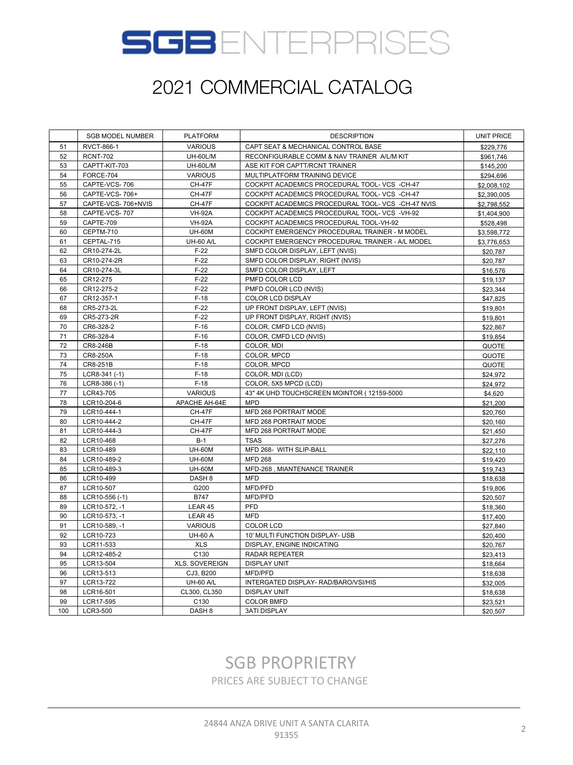# SGB ENTERPRISES

## 2021 COMMERCIAL CATALOG

| | SGB MODEL NUMBER | PLATFORM | DESCRIPTION | UNIT PRICE |
|---|---|---|---|---|
| 51 | RVCT-866-1 | VARIOUS | CAPT SEAT & MECHANICAL CONTROL BASE | $229,776 |
| 52 | RCNT-702 | UH-60L/M | RECONFIGURABLE COMM & NAV TRAINER A/L/M KIT | $961,746 |
| 53 | CAPTT-KIT-703 | UH-60L/M | ASE KIT FOR CAPTT/RCNT TRAINER | $145,200 |
| 54 | FORCE-704 | VARIOUS | MULTIPLATFORM TRAINING DEVICE | $294,696 |
| 55 | CAPTE-VCS- 706 | CH-47F | COCKPIT ACADEMICS PROCEDURAL TOOL- VCS -CH-47 | $2,008,102 |
| 56 | CAPTE-VCS- 706+ | CH-47F | COCKPIT ACADEMICS PROCEDURAL TOOL- VCS -CH-47 | $2,390,005 |
| 57 | CAPTE-VCS- 706+NVIS | CH-47F | COCKPIT ACADEMICS PROCEDURAL TOOL- VCS -CH-47 NVIS | $2,798,552 |
| 58 | CAPTE-VCS- 707 | VH-92A | COCKPIT ACADEMICS PROCEDURAL TOOL- VCS -VH-92 | $1,404,900 |
| 59 | CAPTE-709 | VH-92A | COCKPIT ACADEMICS PROCEDURAL TOOL-VH-92 | $528,498 |
| 60 | CEPTM-710 | UH-60M | COCKPIT EMERGENCY PROCEDURAL TRAINER - M MODEL | $3,598,772 |
| 61 | CEPTAL-715 | UH-60 A/L | COCKPIT EMERGENCY PROCEDURAL TRAINER - A/L MODEL | $3,776,653 |
| 62 | CR10-274-2L | F-22 | SMFD COLOR DISPLAY, LEFT (NVIS) | $20,787 |
| 63 | CR10-274-2R | F-22 | SMFD COLOR DISPLAY, RIGHT (NVIS) | $20,787 |
| 64 | CR10-274-3L | F-22 | SMFD COLOR DISPLAY, LEFT | $16,576 |
| 65 | CR12-275 | F-22 | PMFD COLOR LCD | $19,137 |
| 66 | CR12-275-2 | F-22 | PMFD COLOR LCD (NVIS) | $23,344 |
| 67 | CR12-357-1 | F-18 | COLOR LCD DISPLAY | $47,825 |
| 68 | CR5-273-2L | F-22 | UP FRONT DISPLAY, LEFT (NVIS) | $19,801 |
| 69 | CR5-273-2R | F-22 | UP FRONT DISPLAY, RIGHT (NVIS) | $19,801 |
| 70 | CR6-328-2 | F-16 | COLOR, CMFD LCD (NVIS) | $22,867 |
| 71 | CR6-328-4 | F-16 | COLOR, CMFD LCD (NVIS) | $19,854 |
| 72 | CR8-246B | F-18 | COLOR, MDI | QUOTE |
| 73 | CR8-250A | F-18 | COLOR, MPCD | QUOTE |
| 74 | CR8-251B | F-18 | COLOR, MPCD | QUOTE |
| 75 | LCR8-341 (-1) | F-18 | COLOR, MDI (LCD) | $24,972 |
| 76 | LCR8-386 (-1) | F-18 | COLOR, 5X5 MPCD (LCD) | $24,972 |
| 77 | LCR43-705 | VARIOUS | 43" 4K UHD TOUCHSCREEN MOINTOR ( 12159-5000 | $4,620 |
| 78 | LCR10-204-6 | APACHE AH-64E | MPD | $21,200 |
| 79 | LCR10-444-1 | CH-47F | MFD 268 PORTRAIT MODE | $20,760 |
| 80 | LCR10-444-2 | CH-47F | MFD 268 PORTRAIT MODE | $20,160 |
| 81 | LCR10-444-3 | CH-47F | MFD 268 PORTRAIT MODE | $21,450 |
| 82 | LCR10-468 | B-1 | TSAS | $27,276 |
| 83 | LCR10-489 | UH-60M | MFD 268- WITH SLIP-BALL | $22,110 |
| 84 | LCR10-489-2 | UH-60M | MFD 268 | $19,420 |
| 85 | LCR10-489-3 | UH-60M | MFD-268 , MIANTENANCE TRAINER | $19,743 |
| 86 | LCR10-499 | DASH 8 | MFD | $18,638 |
| 87 | LCR10-507 | G200 | MFD/PFD | $19,806 |
| 88 | LCR10-556 (-1) | B747 | MFD/PFD | $20,507 |
| 89 | LCR10-572, -1 | LEAR 45 | PFD | $18,360 |
| 90 | LCR10-573, -1 | LEAR 45 | MFD | $17,400 |
| 91 | LCR10-589, -1 | VARIOUS | COLOR LCD | $27,840 |
| 92 | LCR10-723 | UH-60 A | 10' MULTI FUNCTION DISPLAY- USB | $20,400 |
| 93 | LCR11-533 | XLS | DISPLAY, ENGINE INDICATING | $20,767 |
| 94 | LCR12-485-2 | C130 | RADAR REPEATER | $23,413 |
| 95 | LCR13-504 | XLS, SOVEREIGN | DISPLAY UNIT | $18,664 |
| 96 | LCR13-513 | CJ3, B200 | MFD/PFD | $18,638 |
| 97 | LCR13-722 | UH-60 A/L | INTERGATED DISPLAY- RAD/BARO/VSI/HIS | $32,005 |
| 98 | LCR16-501 | CL300, CL350 | DISPLAY UNIT | $18,638 |
| 99 | LCR17-595 | C130 | COLOR BMFD | $23,521 |
| 100 | LCR3-500 | DASH 8 | 3ATI DISPLAY | $20,507 |

SGB PROPRIETRY

PRICES ARE SUBJECT TO CHANGE

24844 ANZA DRIVE UNIT A SANTA CLARITA 91355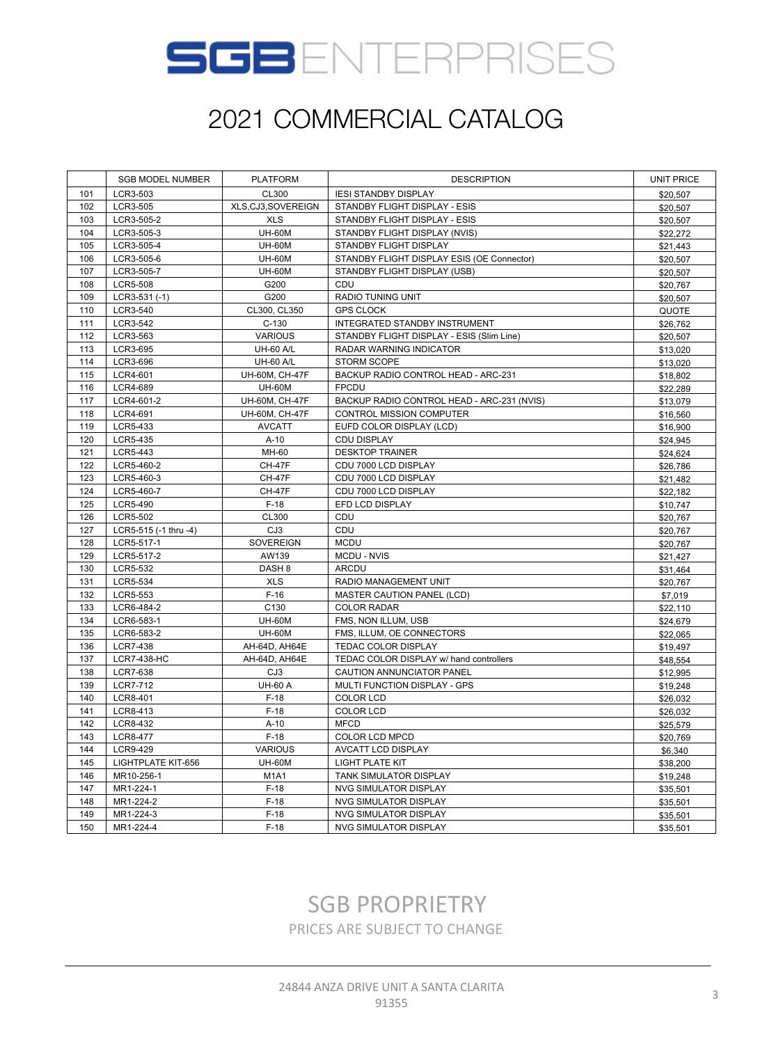# SGB ENTERPRISES

## 2021 COMMERCIAL CATALOG

| | SGB MODEL NUMBER | PLATFORM | DESCRIPTION | UNIT PRICE |
|---|---|---|---|---|
| 101 | LCR3-503 | CL300 | IESI STANDBY DISPLAY | $20,507 |
| 102 | LCR3-505 | XLS,CJ3,SOVEREIGN | STANDBY FLIGHT DISPLAY - ESIS | $20,507 |
| 103 | LCR3-505-2 | XLS | STANDBY FLIGHT DISPLAY - ESIS | $20,507 |
| 104 | LCR3-505-3 | UH-60M | STANDBY FLIGHT DISPLAY (NVIS) | $22,272 |
| 105 | LCR3-505-4 | UH-60M | STANDBY FLIGHT DISPLAY | $21,443 |
| 106 | LCR3-505-6 | UH-60M | STANDBY FLIGHT DISPLAY ESIS (OE Connector) | $20,507 |
| 107 | LCR3-505-7 | UH-60M | STANDBY FLIGHT DISPLAY (USB) | $20,507 |
| 108 | LCR5-508 | G200 | CDU | $20,767 |
| 109 | LCR3-531 (-1) | G200 | RADIO TUNING UNIT | $20,507 |
| 110 | LCR3-540 | CL300, CL350 | GPS CLOCK | QUOTE |
| 111 | LCR3-542 | C-130 | INTEGRATED STANDBY INSTRUMENT | $26,762 |
| 112 | LCR3-563 | VARIOUS | STANDBY FLIGHT DISPLAY - ESIS (Slim Line) | $20,507 |
| 113 | LCR3-695 | UH-60 A/L | RADAR WARNING INDICATOR | $13,020 |
| 114 | LCR3-696 | UH-60 A/L | STORM SCOPE | $13,020 |
| 115 | LCR4-601 | UH-60M, CH-47F | BACKUP RADIO CONTROL HEAD - ARC-231 | $18,802 |
| 116 | LCR4-689 | UH-60M | FPCDU | $22,289 |
| 117 | LCR4-601-2 | UH-60M, CH-47F | BACKUP RADIO CONTROL HEAD - ARC-231 (NVIS) | $13,079 |
| 118 | LCR4-691 | UH-60M, CH-47F | CONTROL MISSION COMPUTER | $16,560 |
| 119 | LCR5-433 | AVCATT | EUFD COLOR DISPLAY (LCD) | $16,900 |
| 120 | LCR5-435 | A-10 | CDU DISPLAY | $24,945 |
| 121 | LCR5-443 | MH-60 | DESKTOP TRAINER | $24,624 |
| 122 | LCR5-460-2 | CH-47F | CDU 7000 LCD DISPLAY | $26,786 |
| 123 | LCR5-460-3 | CH-47F | CDU 7000 LCD DISPLAY | $21,482 |
| 124 | LCR5-460-7 | CH-47F | CDU 7000 LCD DISPLAY | $22,182 |
| 125 | LCR5-490 | F-18 | EFD LCD DISPLAY | $10,747 |
| 126 | LCR5-502 | CL300 | CDU | $20,767 |
| 127 | LCR5-515 (-1 thru -4) | CJ3 | CDU | $20,767 |
| 128 | LCR5-517-1 | SOVEREIGN | MCDU | $20,767 |
| 129 | LCR5-517-2 | AW139 | MCDU - NVIS | $21,427 |
| 130 | LCR5-532 | DASH 8 | ARCDU | $31,464 |
| 131 | LCR5-534 | XLS | RADIO MANAGEMENT UNIT | $20,767 |
| 132 | LCR5-553 | F-16 | MASTER CAUTION PANEL (LCD) | $7,019 |
| 133 | LCR6-484-2 | C130 | COLOR RADAR | $22,110 |
| 134 | LCR6-583-1 | UH-60M | FMS, NON ILLUM, USB | $24,679 |
| 135 | LCR6-583-2 | UH-60M | FMS, ILLUM, OE CONNECTORS | $22,065 |
| 136 | LCR7-438 | AH-64D, AH64E | TEDAC COLOR DISPLAY | $19,497 |
| 137 | LCR7-438-HC | AH-64D, AH64E | TEDAC COLOR DISPLAY w/ hand controllers | $48,554 |
| 138 | LCR7-638 | CJ3 | CAUTION ANNUNCIATOR PANEL | $12,995 |
| 139 | LCR7-712 | UH-60 A | MULTI FUNCTION DISPLAY - GPS | $19,248 |
| 140 | LCR8-401 | F-18 | COLOR LCD | $26,032 |
| 141 | LCR8-413 | F-18 | COLOR LCD | $26,032 |
| 142 | LCR8-432 | A-10 | MFCD | $25,579 |
| 143 | LCR8-477 | F-18 | COLOR LCD MPCD | $20,769 |
| 144 | LCR9-429 | VARIOUS | AVCATT LCD DISPLAY | $6,340 |
| 145 | LIGHTPLATE KIT-656 | UH-60M | LIGHT PLATE KIT | $38,200 |
| 146 | MR10-256-1 | M1A1 | TANK SIMULATOR DISPLAY | $19,248 |
| 147 | MR1-224-1 | F-18 | NVG SIMULATOR DISPLAY | $35,501 |
| 148 | MR1-224-2 | F-18 | NVG SIMULATOR DISPLAY | $35,501 |
| 149 | MR1-224-3 | F-18 | NVG SIMULATOR DISPLAY | $35,501 |
| 150 | MR1-224-4 | F-18 | NVG SIMULATOR DISPLAY | $35,501 |

SGB PROPRIETRY

PRICES ARE SUBJECT TO CHANGE

24844 ANZA DRIVE UNIT A SANTA CLARITA 91355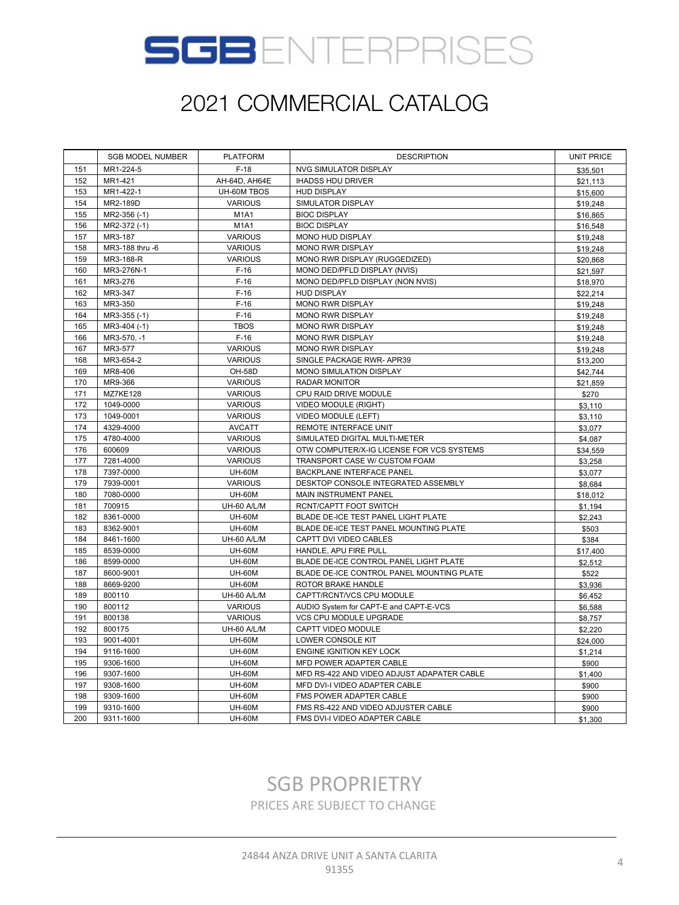# SGB ENTERPRISES

## 2021 COMMERCIAL CATALOG

| | SGB MODEL NUMBER | PLATFORM | DESCRIPTION | UNIT PRICE |
|---|---|---|---|---|
| 151 | MR1-224-5 | F-18 | NVG SIMULATOR DISPLAY | $35,501 |
| 152 | MR1-421 | AH-64D, AH64E | IHADSS HDU DRIVER | $21,113 |
| 153 | MR1-422-1 | UH-60M TBOS | HUD DISPLAY | $15,600 |
| 154 | MR2-189D | VARIOUS | SIMULATOR DISPLAY | $19,248 |
| 155 | MR2-356 (-1) | M1A1 | BIOC DISPLAY | $16,865 |
| 156 | MR2-372 (-1) | M1A1 | BIOC DISPLAY | $16,548 |
| 157 | MR3-187 | VARIOUS | MONO HUD DISPLAY | $19,248 |
| 158 | MR3-188 thru -6 | VARIOUS | MONO RWR DISPLAY | $19,248 |
| 159 | MR3-188-R | VARIOUS | MONO RWR DISPLAY (RUGGEDIZED) | $20,868 |
| 160 | MR3-276N-1 | F-16 | MONO DED/PFLD DISPLAY (NVIS) | $21,597 |
| 161 | MR3-276 | F-16 | MONO DED/PFLD DISPLAY (NON NVIS) | $18,970 |
| 162 | MR3-347 | F-16 | HUD DISPLAY | $22,214 |
| 163 | MR3-350 | F-16 | MONO RWR DISPLAY | $19,248 |
| 164 | MR3-355 (-1) | F-16 | MONO RWR DISPLAY | $19,248 |
| 165 | MR3-404 (-1) | TBOS | MONO RWR DISPLAY | $19,248 |
| 166 | MR3-570, -1 | F-16 | MONO RWR DISPLAY | $19,248 |
| 167 | MR3-577 | VARIOUS | MONO RWR DISPLAY | $19,248 |
| 168 | MR3-654-2 | VARIOUS | SINGLE PACKAGE RWR- APR39 | $13,200 |
| 169 | MR8-406 | OH-58D | MONO SIMULATION DISPLAY | $42,744 |
| 170 | MR9-366 | VARIOUS | RADAR MONITOR | $21,859 |
| 171 | MZ7KE128 | VARIOUS | CPU RAID DRIVE MODULE | $270 |
| 172 | 1049-0000 | VARIOUS | VIDEO MODULE (RIGHT) | $3,110 |
| 173 | 1049-0001 | VARIOUS | VIDEO MODULE (LEFT) | $3,110 |
| 174 | 4329-4000 | AVCATT | REMOTE INTERFACE UNIT | $3,077 |
| 175 | 4780-4000 | VARIOUS | SIMULATED DIGITAL MULTI-METER | $4,087 |
| 176 | 600609 | VARIOUS | OTW COMPUTER/X-IG LICENSE FOR VCS SYSTEMS | $34,559 |
| 177 | 7281-4000 | VARIOUS | TRANSPORT CASE W/ CUSTOM FOAM | $3,258 |
| 178 | 7397-0000 | UH-60M | BACKPLANE INTERFACE PANEL | $3,077 |
| 179 | 7939-0001 | VARIOUS | DESKTOP CONSOLE INTEGRATED ASSEMBLY | $8,684 |
| 180 | 7080-0000 | UH-60M | MAIN INSTRUMENT PANEL | $18,012 |
| 181 | 700915 | UH-60 A/L/M | RCNT/CAPTT FOOT SWITCH | $1,194 |
| 182 | 8361-0000 | UH-60M | BLADE DE-ICE TEST PANEL LIGHT PLATE | $2,243 |
| 183 | 8362-9001 | UH-60M | BLADE DE-ICE TEST PANEL MOUNTING PLATE | $503 |
| 184 | 8461-1600 | UH-60 A/L/M | CAPTT DVI VIDEO CABLES | $384 |
| 185 | 8539-0000 | UH-60M | HANDLE, APU FIRE PULL | $17,400 |
| 186 | 8599-0000 | UH-60M | BLADE DE-ICE CONTROL PANEL LIGHT PLATE | $2,512 |
| 187 | 8600-9001 | UH-60M | BLADE DE-ICE CONTROL PANEL MOUNTING PLATE | $522 |
| 188 | 8669-9200 | UH-60M | ROTOR BRAKE HANDLE | $3,936 |
| 189 | 800110 | UH-60 A/L/M | CAPTT/RCNT/VCS CPU MODULE | $6,452 |
| 190 | 800112 | VARIOUS | AUDIO System for CAPT-E and CAPT-E-VCS | $6,588 |
| 191 | 800138 | VARIOUS | VCS CPU MODULE UPGRADE | $8,757 |
| 192 | 800175 | UH-60 A/L/M | CAPTT VIDEO MODULE | $2,220 |
| 193 | 9001-4001 | UH-60M | LOWER CONSOLE KIT | $24,000 |
| 194 | 9116-1600 | UH-60M | ENGINE IGNITION KEY LOCK | $1,214 |
| 195 | 9306-1600 | UH-60M | MFD POWER ADAPTER CABLE | $900 |
| 196 | 9307-1600 | UH-60M | MFD RS-422 AND VIDEO ADJUST ADAPATER CABLE | $1,400 |
| 197 | 9308-1600 | UH-60M | MFD DVI-I VIDEO ADAPTER CABLE | $900 |
| 198 | 9309-1600 | UH-60M | FMS POWER ADAPTER CABLE | $900 |
| 199 | 9310-1600 | UH-60M | FMS RS-422 AND VIDEO ADJUSTER CABLE | $900 |
| 200 | 9311-1600 | UH-60M | FMS DVI-I VIDEO ADAPTER CABLE | $1,300 |

SGB PROPRIETRY

PRICES ARE SUBJECT TO CHANGE

24844 ANZA DRIVE UNIT A SANTA CLARITA 91355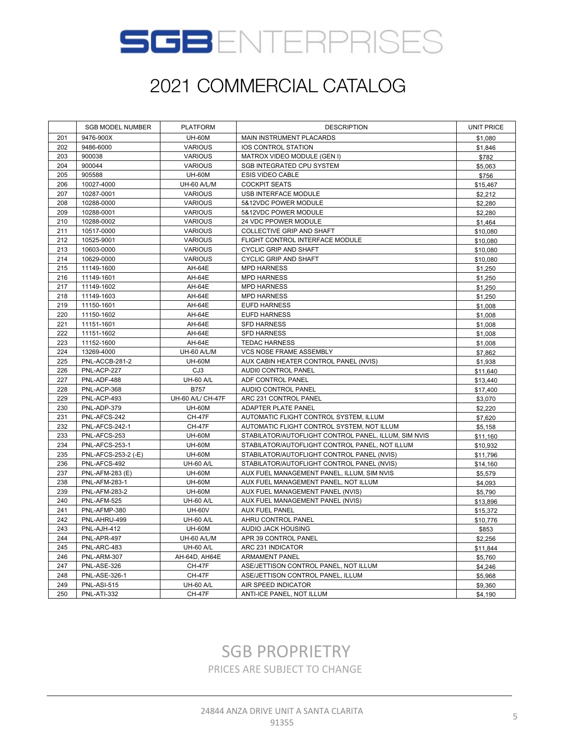# SGB ENTERPRISES

## 2021 COMMERCIAL CATALOG

| | SGB MODEL NUMBER | PLATFORM | DESCRIPTION | UNIT PRICE |
|---|---|---|---|---|
| 201 | 9476-900X | UH-60M | MAIN INSTRUMENT PLACARDS | $1,080 |
| 202 | 9486-6000 | VARIOUS | IOS CONTROL STATION | $1,846 |
| 203 | 900038 | VARIOUS | MATROX VIDEO MODULE (GEN I) | $782 |
| 204 | 900044 | VARIOUS | SGB INTEGRATED CPU SYSTEM | $5,063 |
| 205 | 905588 | UH-60M | ESIS VIDEO CABLE | $756 |
| 206 | 10027-4000 | UH-60 A/L/M | COCKPIT SEATS | $15,467 |
| 207 | 10287-0001 | VARIOUS | USB INTERFACE MODULE | $2,212 |
| 208 | 10288-0000 | VARIOUS | 5&12VDC POWER MODULE | $2,280 |
| 209 | 10288-0001 | VARIOUS | 5&12VDC POWER MODULE | $2,280 |
| 210 | 10288-0002 | VARIOUS | 24 VDC PPOWER MODULE | $1,464 |
| 211 | 10517-0000 | VARIOUS | COLLECTIVE GRIP AND SHAFT | $10,080 |
| 212 | 10525-9001 | VARIOUS | FLIGHT CONTROL INTERFACE MODULE | $10,080 |
| 213 | 10603-0000 | VARIOUS | CYCLIC GRIP AND SHAFT | $10,080 |
| 214 | 10629-0000 | VARIOUS | CYCLIC GRIP AND SHAFT | $10,080 |
| 215 | 11149-1600 | AH-64E | MPD HARNESS | $1,250 |
| 216 | 11149-1601 | AH-64E | MPD HARNESS | $1,250 |
| 217 | 11149-1602 | AH-64E | MPD HARNESS | $1,250 |
| 218 | 11149-1603 | AH-64E | MPD HARNESS | $1,250 |
| 219 | 11150-1601 | AH-64E | EUFD HARNESS | $1,008 |
| 220 | 11150-1602 | AH-64E | EUFD HARNESS | $1,008 |
| 221 | 11151-1601 | AH-64E | SFD HARNESS | $1,008 |
| 222 | 11151-1602 | AH-64E | SFD HARNESS | $1,008 |
| 223 | 11152-1600 | AH-64E | TEDAC HARNESS | $1,008 |
| 224 | 13269-4000 | UH-60 A/L/M | VCS NOSE FRAME ASSEMBLY | $7,862 |
| 225 | PNL-ACCB-281-2 | UH-60M | AUX CABIN HEATER CONTROL PANEL (NVIS) | $1,938 |
| 226 | PNL-ACP-227 | CJ3 | AUDI0 CONTROL PANEL | $11,640 |
| 227 | PNL-ADF-488 | UH-60 A/L | ADF CONTROL PANEL | $13,440 |
| 228 | PNL-ACP-368 | B757 | AUDIO CONTROL PANEL | $17,400 |
| 229 | PNL-ACP-493 | UH-60 A/L/ CH-47F | ARC 231 CONTROL PANEL | $3,070 |
| 230 | PNL-ADP-379 | UH-60M | ADAPTER PLATE PANEL | $2,220 |
| 231 | PNL-AFCS-242 | CH-47F | AUTOMATIC FLIGHT CONTROL SYSTEM, ILLUM | $7,620 |
| 232 | PNL-AFCS-242-1 | CH-47F | AUTOMATIC FLIGHT CONTROL SYSTEM, NOT ILLUM | $5,158 |
| 233 | PNL-AFCS-253 | UH-60M | STABILATOR/AUTOFLIGHT CONTROL PANEL, ILLUM, SIM NVIS | $11,160 |
| 234 | PNL-AFCS-253-1 | UH-60M | STABILATOR/AUTOFLIGHT CONTROL PANEL, NOT ILLUM | $10,932 |
| 235 | PNL-AFCS-253-2 (-E) | UH-60M | STABILATOR/AUTOFLIGHT CONTROL PANEL (NVIS) | $11,796 |
| 236 | PNL-AFCS-492 | UH-60 A/L | STABILATOR/AUTOFLIGHT CONTROL PANEL (NVIS) | $14,160 |
| 237 | PNL-AFM-283 (E) | UH-60M | AUX FUEL MANAGEMENT PANEL, ILLUM, SIM NVIS | $5,579 |
| 238 | PNL-AFM-283-1 | UH-60M | AUX FUEL MANAGEMENT PANEL, NOT ILLUM | $4,093 |
| 239 | PNL-AFM-283-2 | UH-60M | AUX FUEL MANAGEMENT PANEL (NVIS) | $5,790 |
| 240 | PNL-AFM-525 | UH-60 A/L | AUX FUEL MANAGEMENT PANEL (NVIS) | $13,896 |
| 241 | PNL-AFMP-380 | UH-60V | AUX FUEL PANEL | $15,372 |
| 242 | PNL-AHRU-499 | UH-60 A/L | AHRU CONTROL PANEL | $10,776 |
| 243 | PNL-AJH-412 | UH-60M | AUDIO JACK HOUSING | $853 |
| 244 | PNL-APR-497 | UH-60 A/L/M | APR 39 CONTROL PANEL | $2,256 |
| 245 | PNL-ARC-483 | UH-60 A/L | ARC 231 INDICATOR | $11,844 |
| 246 | PNL-ARM-307 | AH-64D, AH64E | ARMAMENT PANEL | $5,760 |
| 247 | PNL-ASE-326 | CH-47F | ASE/JETTISON CONTROL PANEL, NOT ILLUM | $4,246 |
| 248 | PNL-ASE-326-1 | CH-47F | ASE/JETTISON CONTROL PANEL, ILLUM | $5,968 |
| 249 | PNL-ASI-515 | UH-60 A/L | AIR SPEED INDICATOR | $9,360 |
| 250 | PNL-ATI-332 | CH-47F | ANTI-ICE PANEL, NOT ILLUM | $4,190 |

SGB PROPRIETRY

PRICES ARE SUBJECT TO CHANGE

24844 ANZA DRIVE UNIT A SANTA CLARITA 91355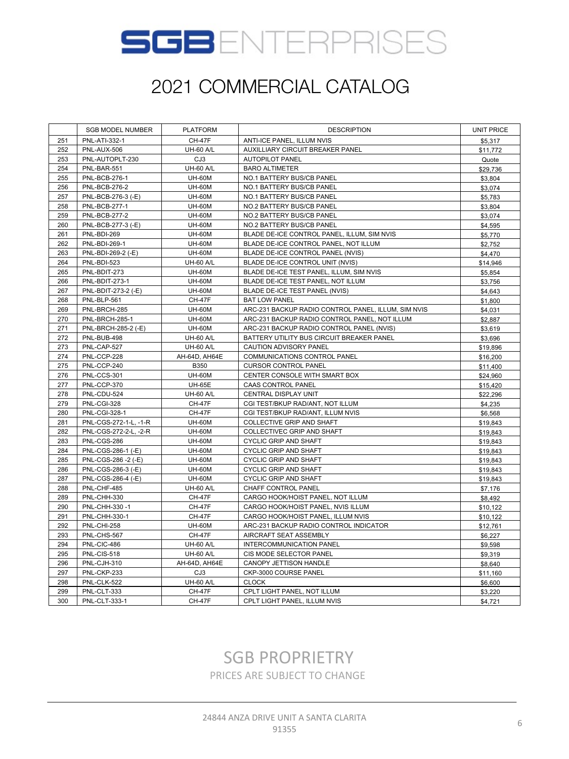# SGBENTERPRISES

## 2021 COMMERCIAL CATALOG

| | SGB MODEL NUMBER | PLATFORM | DESCRIPTION | UNIT PRICE |
|---|---|---|---|---|
| 251 | PNL-ATI-332-1 | CH-47F | ANTI-ICE PANEL, ILLUM NVIS | $5,317 |
| 252 | PNL-AUX-506 | UH-60 A/L | AUXILLIARY CIRCUIT BREAKER PANEL | $11,772 |
| 253 | PNL-AUTOPLT-230 | CJ3 | AUTOPILOT PANEL | Quote |
| 254 | PNL-BAR-551 | UH-60 A/L | BARO ALTIMETER | $29,736 |
| 255 | PNL-BCB-276-1 | UH-60M | NO.1 BATTERY BUS/CB PANEL | $3,804 |
| 256 | PNL-BCB-276-2 | UH-60M | NO.1 BATTERY BUS/CB PANEL | $3,074 |
| 257 | PNL-BCB-276-3 (-E) | UH-60M | NO.1 BATTERY BUS/CB PANEL | $5,783 |
| 258 | PNL-BCB-277-1 | UH-60M | NO.2 BATTERY BUS/CB PANEL | $3,804 |
| 259 | PNL-BCB-277-2 | UH-60M | NO.2 BATTERY BUS/CB PANEL | $3,074 |
| 260 | PNL-BCB-277-3 (-E) | UH-60M | NO.2 BATTERY BUS/CB PANEL | $4,595 |
| 261 | PNL-BDI-269 | UH-60M | BLADE DE-ICE CONTROL PANEL, ILLUM, SIM NVIS | $5,770 |
| 262 | PNL-BDI-269-1 | UH-60M | BLADE DE-ICE CONTROL PANEL, NOT ILLUM | $2,752 |
| 263 | PNL-BDI-269-2 (-E) | UH-60M | BLADE DE-ICE CONTROL PANEL (NVIS) | $4,470 |
| 264 | PNL-BDI-523 | UH-60 A/L | BLADE DE-ICE CONTROL UNIT (NVIS) | $14,946 |
| 265 | PNL-BDIT-273 | UH-60M | BLADE DE-ICE TEST PANEL, ILLUM, SIM NVIS | $5,854 |
| 266 | PNL-BDIT-273-1 | UH-60M | BLADE DE-ICE TEST PANEL, NOT ILLUM | $3,756 |
| 267 | PNL-BDIT-273-2 (-E) | UH-60M | BLADE DE-ICE TEST PANEL (NVIS) | $4,643 |
| 268 | PNL-BLP-561 | CH-47F | BAT LOW PANEL | $1,800 |
| 269 | PNL-BRCH-285 | UH-60M | ARC-231 BACKUP RADIO CONTROL PANEL, ILLUM, SIM NVIS | $4,031 |
| 270 | PNL-BRCH-285-1 | UH-60M | ARC-231 BACKUP RADIO CONTROL PANEL, NOT ILLUM | $2,887 |
| 271 | PNL-BRCH-285-2 (-E) | UH-60M | ARC-231 BACKUP RADIO CONTROL PANEL (NVIS) | $3,619 |
| 272 | PNL-BUB-498 | UH-60 A/L | BATTERY UTILITY BUS CIRCUIT BREAKER PANEL | $3,696 |
| 273 | PNL-CAP-527 | UH-60 A/L | CAUTION ADVISORY PANEL | $19,896 |
| 274 | PNL-CCP-228 | AH-64D, AH64E | COMMUNICATIONS CONTROL PANEL | $16,200 |
| 275 | PNL-CCP-240 | B350 | CURSOR CONTROL PANEL | $11,400 |
| 276 | PNL-CCS-301 | UH-60M | CENTER CONSOLE WITH SMART BOX | $24,960 |
| 277 | PNL-CCP-370 | UH-65E | CAAS CONTROL PANEL | $15,420 |
| 278 | PNL-CDU-524 | UH-60 A/L | CENTRAL DISPLAY UNIT | $22,296 |
| 279 | PNL-CGI-328 | CH-47F | CGI TEST/BKUP RAD/ANT, NOT ILLUM | $4,235 |
| 280 | PNL-CGI-328-1 | CH-47F | CGI TEST/BKUP RAD/ANT, ILLUM NVIS | $6,568 |
| 281 | PNL-CGS-272-1-L, -1-R | UH-60M | COLLECTIVE GRIP AND SHAFT | $19,843 |
| 282 | PNL-CGS-272-2-L, -2-R | UH-60M | COLLECTIVEC GRIP AND SHAFT | $19,843 |
| 283 | PNL-CGS-286 | UH-60M | CYCLIC GRIP AND SHAFT | $19,843 |
| 284 | PNL-CGS-286-1 (-E) | UH-60M | CYCLIC GRIP AND SHAFT | $19,843 |
| 285 | PNL-CGS-286 -2 (-E) | UH-60M | CYCLIC GRIP AND SHAFT | $19,843 |
| 286 | PNL-CGS-286-3 (-E) | UH-60M | CYCLIC GRIP AND SHAFT | $19,843 |
| 287 | PNL-CGS-286-4 (-E) | UH-60M | CYCLIC GRIP AND SHAFT | $19,843 |
| 288 | PNL-CHF-485 | UH-60 A/L | CHAFF CONTROL PANEL | $7,176 |
| 289 | PNL-CHH-330 | CH-47F | CARGO HOOK/HOIST PANEL, NOT ILLUM | $8,492 |
| 290 | PNL-CHH-330 -1 | CH-47F | CARGO HOOK/HOIST PANEL, NVIS ILLUM | $10,122 |
| 291 | PNL-CHH-330-1 | CH-47F | CARGO HOOK/HOIST PANEL, ILLUM NVIS | $10,122 |
| 292 | PNL-CHI-258 | UH-60M | ARC-231 BACKUP RADIO CONTROL INDICATOR | $12,761 |
| 293 | PNL-CHS-567 | CH-47F | AIRCRAFT SEAT ASSEMBLY | $6,227 |
| 294 | PNL-CIC-486 | UH-60 A/L | INTERCOMMUNICATION PANEL | $9,598 |
| 295 | PNL-CIS-518 | UH-60 A/L | CIS MODE SELECTOR PANEL | $9,319 |
| 296 | PNL-CJH-310 | AH-64D, AH64E | CANOPY JETTISON HANDLE | $8,640 |
| 297 | PNL-CKP-233 | CJ3 | CKP-3000 COURSE PANEL | $11,160 |
| 298 | PNL-CLK-522 | UH-60 A/L | CLOCK | $6,600 |
| 299 | PNL-CLT-333 | CH-47F | CPLT LIGHT PANEL, NOT ILLUM | $3,220 |
| 300 | PNL-CLT-333-1 | CH-47F | CPLT LIGHT PANEL, ILLUM NVIS | $4,721 |

SGB PROPRIETRY

PRICES ARE SUBJECT TO CHANGE

24844 ANZA DRIVE UNIT A SANTA CLARITA 91355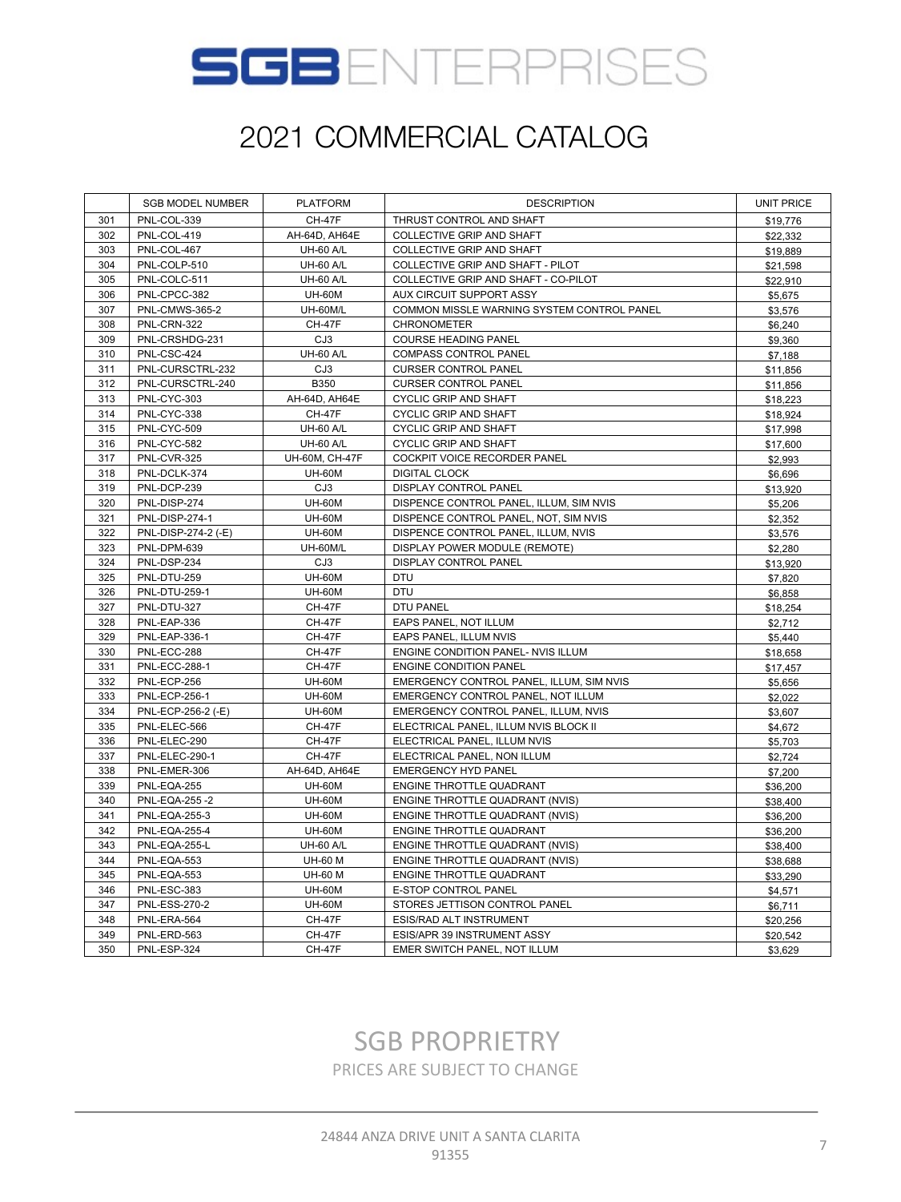# SGB ENTERPRISES

## 2021 COMMERCIAL CATALOG

| | SGB MODEL NUMBER | PLATFORM | DESCRIPTION | UNIT PRICE |
|---|---|---|---|---|
| 301 | PNL-COL-339 | CH-47F | THRUST CONTROL AND SHAFT | $19,776 |
| 302 | PNL-COL-419 | AH-64D, AH64E | COLLECTIVE GRIP AND SHAFT | $22,332 |
| 303 | PNL-COL-467 | UH-60 A/L | COLLECTIVE GRIP AND SHAFT | $19,889 |
| 304 | PNL-COLP-510 | UH-60 A/L | COLLECTIVE GRIP AND SHAFT - PILOT | $21,598 |
| 305 | PNL-COLC-511 | UH-60 A/L | COLLECTIVE GRIP AND SHAFT - CO-PILOT | $22,910 |
| 306 | PNL-CPCC-382 | UH-60M | AUX CIRCUIT SUPPORT ASSY | $5,675 |
| 307 | PNL-CMWS-365-2 | UH-60M/L | COMMON MISSLE WARNING SYSTEM CONTROL PANEL | $3,576 |
| 308 | PNL-CRN-322 | CH-47F | CHRONOMETER | $6,240 |
| 309 | PNL-CRSHDG-231 | CJ3 | COURSE HEADING PANEL | $9,360 |
| 310 | PNL-CSC-424 | UH-60 A/L | COMPASS CONTROL PANEL | $7,188 |
| 311 | PNL-CURSCTRL-232 | CJ3 | CURSER CONTROL PANEL | $11,856 |
| 312 | PNL-CURSCTRL-240 | B350 | CURSER CONTROL PANEL | $11,856 |
| 313 | PNL-CYC-303 | AH-64D, AH64E | CYCLIC GRIP AND SHAFT | $18,223 |
| 314 | PNL-CYC-338 | CH-47F | CYCLIC GRIP AND SHAFT | $18,924 |
| 315 | PNL-CYC-509 | UH-60 A/L | CYCLIC GRIP AND SHAFT | $17,998 |
| 316 | PNL-CYC-582 | UH-60 A/L | CYCLIC GRIP AND SHAFT | $17,600 |
| 317 | PNL-CVR-325 | UH-60M, CH-47F | COCKPIT VOICE RECORDER PANEL | $2,993 |
| 318 | PNL-DCLK-374 | UH-60M | DIGITAL CLOCK | $6,696 |
| 319 | PNL-DCP-239 | CJ3 | DISPLAY CONTROL PANEL | $13,920 |
| 320 | PNL-DISP-274 | UH-60M | DISPENCE CONTROL PANEL, ILLUM, SIM NVIS | $5,206 |
| 321 | PNL-DISP-274-1 | UH-60M | DISPENCE CONTROL PANEL, NOT, SIM NVIS | $2,352 |
| 322 | PNL-DISP-274-2 (-E) | UH-60M | DISPENCE CONTROL PANEL, ILLUM, NVIS | $3,576 |
| 323 | PNL-DPM-639 | UH-60M/L | DISPLAY POWER MODULE (REMOTE) | $2,280 |
| 324 | PNL-DSP-234 | CJ3 | DISPLAY CONTROL PANEL | $13,920 |
| 325 | PNL-DTU-259 | UH-60M | DTU | $7,820 |
| 326 | PNL-DTU-259-1 | UH-60M | DTU | $6,858 |
| 327 | PNL-DTU-327 | CH-47F | DTU PANEL | $18,254 |
| 328 | PNL-EAP-336 | CH-47F | EAPS PANEL, NOT ILLUM | $2,712 |
| 329 | PNL-EAP-336-1 | CH-47F | EAPS PANEL, ILLUM NVIS | $5,440 |
| 330 | PNL-ECC-288 | CH-47F | ENGINE CONDITION PANEL- NVIS ILLUM | $18,658 |
| 331 | PNL-ECC-288-1 | CH-47F | ENGINE CONDITION PANEL | $17,457 |
| 332 | PNL-ECP-256 | UH-60M | EMERGENCY CONTROL PANEL, ILLUM, SIM NVIS | $5,656 |
| 333 | PNL-ECP-256-1 | UH-60M | EMERGENCY CONTROL PANEL, NOT ILLUM | $2,022 |
| 334 | PNL-ECP-256-2 (-E) | UH-60M | EMERGENCY CONTROL PANEL, ILLUM, NVIS | $3,607 |
| 335 | PNL-ELEC-566 | CH-47F | ELECTRICAL PANEL, ILLUM NVIS BLOCK II | $4,672 |
| 336 | PNL-ELEC-290 | CH-47F | ELECTRICAL PANEL, ILLUM NVIS | $5,703 |
| 337 | PNL-ELEC-290-1 | CH-47F | ELECTRICAL PANEL, NON ILLUM | $2,724 |
| 338 | PNL-EMER-306 | AH-64D, AH64E | EMERGENCY HYD PANEL | $7,200 |
| 339 | PNL-EQA-255 | UH-60M | ENGINE THROTTLE QUADRANT | $36,200 |
| 340 | PNL-EQA-255 -2 | UH-60M | ENGINE THROTTLE QUADRANT (NVIS) | $38,400 |
| 341 | PNL-EQA-255-3 | UH-60M | ENGINE THROTTLE QUADRANT (NVIS) | $36,200 |
| 342 | PNL-EQA-255-4 | UH-60M | ENGINE THROTTLE QUADRANT | $36,200 |
| 343 | PNL-EQA-255-L | UH-60 A/L | ENGINE THROTTLE QUADRANT (NVIS) | $38,400 |
| 344 | PNL-EQA-553 | UH-60 M | ENGINE THROTTLE QUADRANT (NVIS) | $38,688 |
| 345 | PNL-EQA-553 | UH-60 M | ENGINE THROTTLE QUADRANT | $33,290 |
| 346 | PNL-ESC-383 | UH-60M | E-STOP CONTROL PANEL | $4,571 |
| 347 | PNL-ESS-270-2 | UH-60M | STORES JETTISON CONTROL PANEL | $6,711 |
| 348 | PNL-ERA-564 | CH-47F | ESIS/RAD ALT INSTRUMENT | $20,256 |
| 349 | PNL-ERD-563 | CH-47F | ESIS/APR 39 INSTRUMENT ASSY | $20,542 |
| 350 | PNL-ESP-324 | CH-47F | EMER SWITCH PANEL, NOT ILLUM | $3,629 |

SGB PROPRIETRY

PRICES ARE SUBJECT TO CHANGE

24844 ANZA DRIVE UNIT A SANTA CLARITA 91355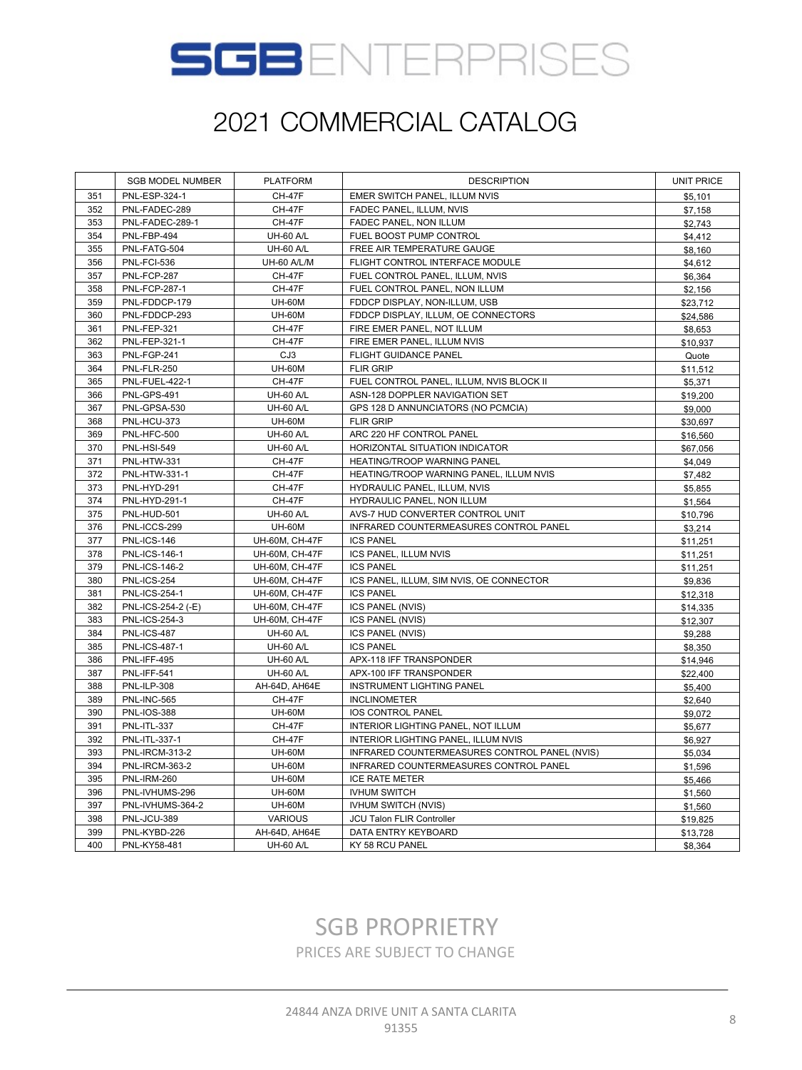# SGB ENTERPRISES

## 2021 COMMERCIAL CATALOG

| | SGB MODEL NUMBER | PLATFORM | DESCRIPTION | UNIT PRICE |
|---|---|---|---|---|
| 351 | PNL-ESP-324-1 | CH-47F | EMER SWITCH PANEL, ILLUM NVIS | $5,101 |
| 352 | PNL-FADEC-289 | CH-47F | FADEC PANEL, ILLUM, NVIS | $7,158 |
| 353 | PNL-FADEC-289-1 | CH-47F | FADEC PANEL, NON ILLUM | $2,743 |
| 354 | PNL-FBP-494 | UH-60 A/L | FUEL BOOST PUMP CONTROL | $4,412 |
| 355 | PNL-FATG-504 | UH-60 A/L | FREE AIR TEMPERATURE GAUGE | $8,160 |
| 356 | PNL-FCI-536 | UH-60 A/L/M | FLIGHT CONTROL INTERFACE MODULE | $4,612 |
| 357 | PNL-FCP-287 | CH-47F | FUEL CONTROL PANEL, ILLUM, NVIS | $6,364 |
| 358 | PNL-FCP-287-1 | CH-47F | FUEL CONTROL PANEL, NON ILLUM | $2,156 |
| 359 | PNL-FDDCP-179 | UH-60M | FDDCP DISPLAY, NON-ILLUM, USB | $23,712 |
| 360 | PNL-FDDCP-293 | UH-60M | FDDCP DISPLAY, ILLUM, OE CONNECTORS | $24,586 |
| 361 | PNL-FEP-321 | CH-47F | FIRE EMER PANEL, NOT ILLUM | $8,653 |
| 362 | PNL-FEP-321-1 | CH-47F | FIRE EMER PANEL, ILLUM NVIS | $10,937 |
| 363 | PNL-FGP-241 | CJ3 | FLIGHT GUIDANCE PANEL | Quote |
| 364 | PNL-FLR-250 | UH-60M | FLIR GRIP | $11,512 |
| 365 | PNL-FUEL-422-1 | CH-47F | FUEL CONTROL PANEL, ILLUM, NVIS BLOCK II | $5,371 |
| 366 | PNL-GPS-491 | UH-60 A/L | ASN-128 DOPPLER NAVIGATION SET | $19,200 |
| 367 | PNL-GPSA-530 | UH-60 A/L | GPS 128 D ANNUNCIATORS (NO PCMCIA) | $9,000 |
| 368 | PNL-HCU-373 | UH-60M | FLIR GRIP | $30,697 |
| 369 | PNL-HFC-500 | UH-60 A/L | ARC 220 HF CONTROL PANEL | $16,560 |
| 370 | PNL-HSI-549 | UH-60 A/L | HORIZONTAL SITUATION INDICATOR | $67,056 |
| 371 | PNL-HTW-331 | CH-47F | HEATING/TROOP WARNING PANEL | $4,049 |
| 372 | PNL-HTW-331-1 | CH-47F | HEATING/TROOP WARNING PANEL, ILLUM NVIS | $7,482 |
| 373 | PNL-HYD-291 | CH-47F | HYDRAULIC PANEL, ILLUM, NVIS | $5,855 |
| 374 | PNL-HYD-291-1 | CH-47F | HYDRAULIC PANEL, NON ILLUM | $1,564 |
| 375 | PNL-HUD-501 | UH-60 A/L | AVS-7 HUD CONVERTER CONTROL UNIT | $10,796 |
| 376 | PNL-ICCS-299 | UH-60M | INFRARED COUNTERMEASURES CONTROL PANEL | $3,214 |
| 377 | PNL-ICS-146 | UH-60M, CH-47F | ICS PANEL | $11,251 |
| 378 | PNL-ICS-146-1 | UH-60M, CH-47F | ICS PANEL, ILLUM NVIS | $11,251 |
| 379 | PNL-ICS-146-2 | UH-60M, CH-47F | ICS PANEL | $11,251 |
| 380 | PNL-ICS-254 | UH-60M, CH-47F | ICS PANEL, ILLUM, SIM NVIS, OE CONNECTOR | $9,836 |
| 381 | PNL-ICS-254-1 | UH-60M, CH-47F | ICS PANEL | $12,318 |
| 382 | PNL-ICS-254-2 (-E) | UH-60M, CH-47F | ICS PANEL (NVIS) | $14,335 |
| 383 | PNL-ICS-254-3 | UH-60M, CH-47F | ICS PANEL (NVIS) | $12,307 |
| 384 | PNL-ICS-487 | UH-60 A/L | ICS PANEL (NVIS) | $9,288 |
| 385 | PNL-ICS-487-1 | UH-60 A/L | ICS PANEL | $8,350 |
| 386 | PNL-IFF-495 | UH-60 A/L | APX-118 IFF TRANSPONDER | $14,946 |
| 387 | PNL-IFF-541 | UH-60 A/L | APX-100 IFF TRANSPONDER | $22,400 |
| 388 | PNL-ILP-308 | AH-64D, AH64E | INSTRUMENT LIGHTING PANEL | $5,400 |
| 389 | PNL-INC-565 | CH-47F | INCLINOMETER | $2,640 |
| 390 | PNL-IOS-388 | UH-60M | IOS CONTROL PANEL | $9,072 |
| 391 | PNL-ITL-337 | CH-47F | INTERIOR LIGHTING PANEL, NOT ILLUM | $5,677 |
| 392 | PNL-ITL-337-1 | CH-47F | INTERIOR LIGHTING PANEL, ILLUM NVIS | $6,927 |
| 393 | PNL-IRCM-313-2 | UH-60M | INFRARED COUNTERMEASURES CONTROL PANEL (NVIS) | $5,034 |
| 394 | PNL-IRCM-363-2 | UH-60M | INFRARED COUNTERMEASURES CONTROL PANEL | $1,596 |
| 395 | PNL-IRM-260 | UH-60M | ICE RATE METER | $5,466 |
| 396 | PNL-IVHUMS-296 | UH-60M | IVHUM SWITCH | $1,560 |
| 397 | PNL-IVHUMS-364-2 | UH-60M | IVHUM SWITCH (NVIS) | $1,560 |
| 398 | PNL-JCU-389 | VARIOUS | JCU Talon FLIR Controller | $19,825 |
| 399 | PNL-KYBD-226 | AH-64D, AH64E | DATA ENTRY KEYBOARD | $13,728 |
| 400 | PNL-KY58-481 | UH-60 A/L | KY 58 RCU PANEL | $8,364 |

SGB PROPRIETRY

PRICES ARE SUBJECT TO CHANGE

24844 ANZA DRIVE UNIT A SANTA CLARITA 91355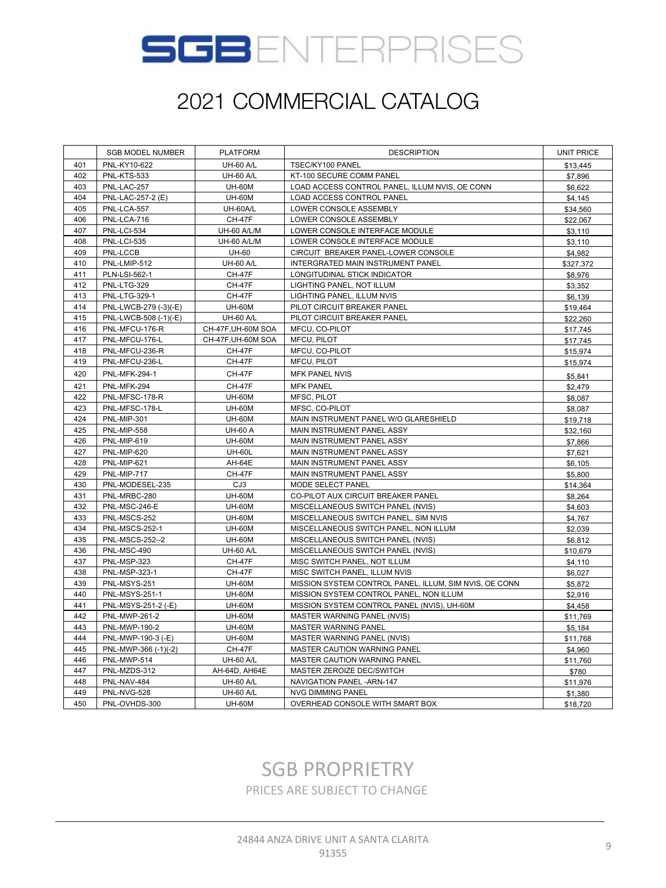# SGB ENTERPRISES

## 2021 COMMERCIAL CATALOG

| | SGB MODEL NUMBER | PLATFORM | DESCRIPTION | UNIT PRICE |
|---|---|---|---|---|
| 401 | PNL-KY10-622 | UH-60 A/L | TSEC/KY100 PANEL | $13,445 |
| 402 | PNL-KTS-533 | UH-60 A/L | KT-100 SECURE COMM PANEL | $7,896 |
| 403 | PNL-LAC-257 | UH-60M | LOAD ACCESS CONTROL PANEL, ILLUM NVIS, OE CONN | $6,622 |
| 404 | PNL-LAC-257-2 (E) | UH-60M | LOAD ACCESS CONTROL PANEL | $4,145 |
| 405 | PNL-LCA-557 | UH-60A/L | LOWER CONSOLE ASSEMBLY | $34,560 |
| 406 | PNL-LCA-716 | CH-47F | LOWER CONSOLE ASSEMBLY | $22,067 |
| 407 | PNL-LCI-534 | UH-60 A/L/M | LOWER CONSOLE INTERFACE MODULE | $3,110 |
| 408 | PNL-LCI-535 | UH-60 A/L/M | LOWER CONSOLE INTERFACE MODULE | $3,110 |
| 409 | PNL-LCCB | UH-60 | CIRCUIT BREAKER PANEL-LOWER CONSOLE | $4,982 |
| 410 | PNL-LMIP-512 | UH-60 A/L | INTERGRATED MAIN INSTRUMENT PANEL | $327,372 |
| 411 | PLN-LSI-562-1 | CH-47F | LONGITUDINAL STICK INDICATOR | $8,976 |
| 412 | PNL-LTG-329 | CH-47F | LIGHTING PANEL, NOT ILLUM | $3,352 |
| 413 | PNL-LTG-329-1 | CH-47F | LIGHTING PANEL, ILLUM NVIS | $6,139 |
| 414 | PNL-LWCB-279 (-3)(-E) | UH-60M | PILOT CIRCUIT BREAKER PANEL | $19,464 |
| 415 | PNL-LWCB-508 (-1)(-E) | UH-60 A/L | PILOT CIRCUIT BREAKER PANEL | $22,260 |
| 416 | PNL-MFCU-176-R | CH-47F,UH-60M SOA | MFCU, CO-PILOT | $17,745 |
| 417 | PNL-MFCU-176-L | CH-47F,UH-60M SOA | MFCU, PILOT | $17,745 |
| 418 | PNL-MFCU-236-R | CH-47F | MFCU, CO-PILOT | $15,974 |
| 419 | PNL-MFCU-236-L | CH-47F | MFCU, PILOT | $15,974 |
| 420 | PNL-MFK-294-1 | CH-47F | MFK PANEL NVIS | $5,841 |
| 421 | PNL-MFK-294 | CH-47F | MFK PANEL | $2,479 |
| 422 | PNL-MFSC-178-R | UH-60M | MFSC, PILOT | $8,087 |
| 423 | PNL-MFSC-178-L | UH-60M | MFSC, CO-PILOT | $8,087 |
| 424 | PNL-MIP-301 | UH-60M | MAIN INSTRUMENT PANEL W/O GLARESHIELD | $19,718 |
| 425 | PNL-MIP-558 | UH-60 A | MAIN INSTRUMENT PANEL ASSY | $32,160 |
| 426 | PNL-MIP-619 | UH-60M | MAIN INSTRUMENT PANEL ASSY | $7,866 |
| 427 | PNL-MIP-620 | UH-60L | MAIN INSTRUMENT PANEL ASSY | $7,621 |
| 428 | PNL-MIP-621 | AH-64E | MAIN INSTRUMENT PANEL ASSY | $6,105 |
| 429 | PNL-MIP-717 | CH-47F | MAIN INSTRUMENT PANEL ASSY | $5,800 |
| 430 | PNL-MODESEL-235 | CJ3 | MODE SELECT PANEL | $14,364 |
| 431 | PNL-MRBC-280 | UH-60M | CO-PILOT AUX CIRCUIT BREAKER PANEL | $8,264 |
| 432 | PNL-MSC-246-E | UH-60M | MISCELLANEOUS SWITCH PANEL (NVIS) | $4,603 |
| 433 | PNL-MSCS-252 | UH-60M | MISCELLANEOUS SWITCH PANEL, SIM NVIS | $4,767 |
| 434 | PNL-MSCS-252-1 | UH-60M | MISCELLANEOUS SWITCH PANEL, NON ILLUM | $2,039 |
| 435 | PNL-MSCS-252--2 | UH-60M | MISCELLANEOUS SWITCH PANEL (NVIS) | $6,812 |
| 436 | PNL-MSC-490 | UH-60 A/L | MISCELLANEOUS SWITCH PANEL (NVIS) | $10,679 |
| 437 | PNL-MSP-323 | CH-47F | MISC SWITCH PANEL, NOT ILLUM | $4,110 |
| 438 | PNL-MSP-323-1 | CH-47F | MISC SWITCH PANEL, ILLUM NVIS | $6,027 |
| 439 | PNL-MSYS-251 | UH-60M | MISSION SYSTEM CONTROL PANEL, ILLUM, SIM NVIS, OE CONN | $5,872 |
| 440 | PNL-MSYS-251-1 | UH-60M | MISSION SYSTEM CONTROL PANEL, NON ILLUM | $2,916 |
| 441 | PNL-MSYS-251-2 (-E) | UH-60M | MISSION SYSTEM CONTROL PANEL (NVIS), UH-60M | $4,458 |
| 442 | PNL-MWP-261-2 | UH-60M | MASTER WARNING PANEL (NVIS) | $11,769 |
| 443 | PNL-MWP-190-2 | UH-60M | MASTER WARNING PANEL | $5,184 |
| 444 | PNL-MWP-190-3 (-E) | UH-60M | MASTER WARNING PANEL (NVIS) | $11,768 |
| 445 | PNL-MWP-366 (-1)(-2) | CH-47F | MASTER CAUTION WARNING PANEL | $4,960 |
| 446 | PNL-MWP-514 | UH-60 A/L | MASTER CAUTION WARNING PANEL | $11,760 |
| 447 | PNL-MZDS-312 | AH-64D, AH64E | MASTER ZEROIZE DEC/SWITCH | $780 |
| 448 | PNL-NAV-484 | UH-60 A/L | NAVIGATION PANEL -ARN-147 | $11,976 |
| 449 | PNL-NVG-528 | UH-60 A/L | NVG DIMMING PANEL | $1,380 |
| 450 | PNL-OVHDS-300 | UH-60M | OVERHEAD CONSOLE WITH SMART BOX | $18,720 |

SGB PROPRIETRY

PRICES ARE SUBJECT TO CHANGE

24844 ANZA DRIVE UNIT A SANTA CLARITA 91355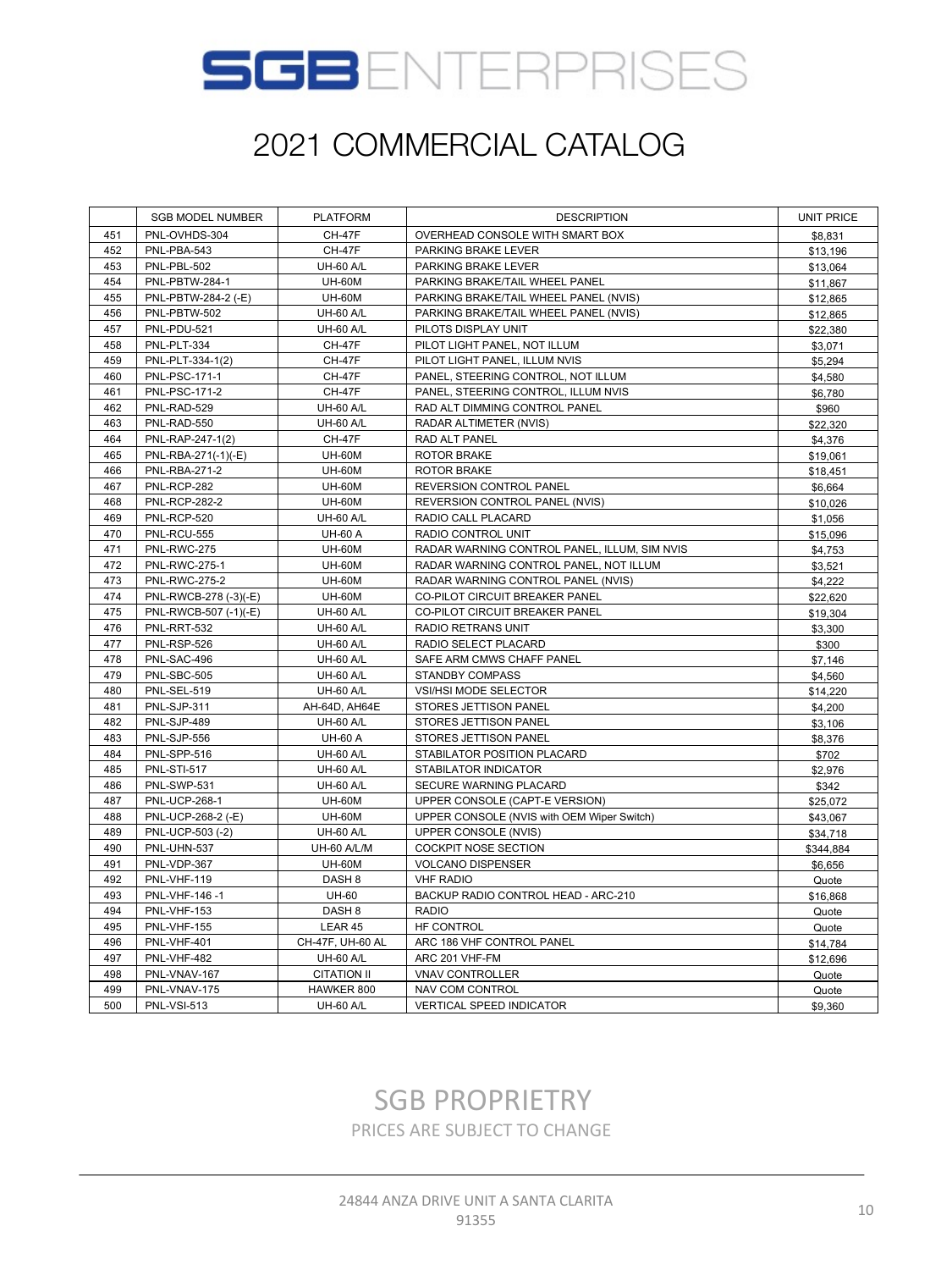# SGB ENTERPRISES

## 2021 COMMERCIAL CATALOG

| | SGB MODEL NUMBER | PLATFORM | DESCRIPTION | UNIT PRICE |
|---|---|---|---|---|
| 451 | PNL-OVHDS-304 | CH-47F | OVERHEAD CONSOLE WITH SMART BOX | $8,831 |
| 452 | PNL-PBA-543 | CH-47F | PARKING BRAKE LEVER | $13,196 |
| 453 | PNL-PBL-502 | UH-60 A/L | PARKING BRAKE LEVER | $13,064 |
| 454 | PNL-PBTW-284-1 | UH-60M | PARKING BRAKE/TAIL WHEEL PANEL | $11,867 |
| 455 | PNL-PBTW-284-2 (-E) | UH-60M | PARKING BRAKE/TAIL WHEEL PANEL (NVIS) | $12,865 |
| 456 | PNL-PBTW-502 | UH-60 A/L | PARKING BRAKE/TAIL WHEEL PANEL (NVIS) | $12,865 |
| 457 | PNL-PDU-521 | UH-60 A/L | PILOTS DISPLAY UNIT | $22,380 |
| 458 | PNL-PLT-334 | CH-47F | PILOT LIGHT PANEL, NOT ILLUM | $3,071 |
| 459 | PNL-PLT-334-1(2) | CH-47F | PILOT LIGHT PANEL, ILLUM NVIS | $5,294 |
| 460 | PNL-PSC-171-1 | CH-47F | PANEL, STEERING CONTROL, NOT ILLUM | $4,580 |
| 461 | PNL-PSC-171-2 | CH-47F | PANEL, STEERING CONTROL, ILLUM NVIS | $6,780 |
| 462 | PNL-RAD-529 | UH-60 A/L | RAD ALT DIMMING CONTROL PANEL | $960 |
| 463 | PNL-RAD-550 | UH-60 A/L | RADAR ALTIMETER (NVIS) | $22,320 |
| 464 | PNL-RAP-247-1(2) | CH-47F | RAD ALT PANEL | $4,376 |
| 465 | PNL-RBA-271(-1)(-E) | UH-60M | ROTOR BRAKE | $19,061 |
| 466 | PNL-RBA-271-2 | UH-60M | ROTOR BRAKE | $18,451 |
| 467 | PNL-RCP-282 | UH-60M | REVERSION CONTROL PANEL | $6,664 |
| 468 | PNL-RCP-282-2 | UH-60M | REVERSION CONTROL PANEL (NVIS) | $10,026 |
| 469 | PNL-RCP-520 | UH-60 A/L | RADIO CALL PLACARD | $1,056 |
| 470 | PNL-RCU-555 | UH-60 A | RADIO CONTROL UNIT | $15,096 |
| 471 | PNL-RWC-275 | UH-60M | RADAR WARNING CONTROL PANEL, ILLUM, SIM NVIS | $4,753 |
| 472 | PNL-RWC-275-1 | UH-60M | RADAR WARNING CONTROL PANEL, NOT ILLUM | $3,521 |
| 473 | PNL-RWC-275-2 | UH-60M | RADAR WARNING CONTROL PANEL (NVIS) | $4,222 |
| 474 | PNL-RWCB-278 (-3)(-E) | UH-60M | CO-PILOT CIRCUIT BREAKER PANEL | $22,620 |
| 475 | PNL-RWCB-507 (-1)(-E) | UH-60 A/L | CO-PILOT CIRCUIT BREAKER PANEL | $19,304 |
| 476 | PNL-RRT-532 | UH-60 A/L | RADIO RETRANS UNIT | $3,300 |
| 477 | PNL-RSP-526 | UH-60 A/L | RADIO SELECT PLACARD | $300 |
| 478 | PNL-SAC-496 | UH-60 A/L | SAFE ARM CMWS CHAFF PANEL | $7,146 |
| 479 | PNL-SBC-505 | UH-60 A/L | STANDBY COMPASS | $4,560 |
| 480 | PNL-SEL-519 | UH-60 A/L | VSI/HSI MODE SELECTOR | $14,220 |
| 481 | PNL-SJP-311 | AH-64D, AH64E | STORES JETTISON PANEL | $4,200 |
| 482 | PNL-SJP-489 | UH-60 A/L | STORES JETTISON PANEL | $3,106 |
| 483 | PNL-SJP-556 | UH-60 A | STORES JETTISON PANEL | $8,376 |
| 484 | PNL-SPP-516 | UH-60 A/L | STABILATOR POSITION PLACARD | $702 |
| 485 | PNL-STI-517 | UH-60 A/L | STABILATOR INDICATOR | $2,976 |
| 486 | PNL-SWP-531 | UH-60 A/L | SECURE WARNING PLACARD | $342 |
| 487 | PNL-UCP-268-1 | UH-60M | UPPER CONSOLE (CAPT-E VERSION) | $25,072 |
| 488 | PNL-UCP-268-2 (-E) | UH-60M | UPPER CONSOLE (NVIS with OEM Wiper Switch) | $43,067 |
| 489 | PNL-UCP-503 (-2) | UH-60 A/L | UPPER CONSOLE (NVIS) | $34,718 |
| 490 | PNL-UHN-537 | UH-60 A/L/M | COCKPIT NOSE SECTION | $344,884 |
| 491 | PNL-VDP-367 | UH-60M | VOLCANO DISPENSER | $6,656 |
| 492 | PNL-VHF-119 | DASH 8 | VHF RADIO | Quote |
| 493 | PNL-VHF-146 -1 | UH-60 | BACKUP RADIO CONTROL HEAD - ARC-210 | $16,868 |
| 494 | PNL-VHF-153 | DASH 8 | RADIO | Quote |
| 495 | PNL-VHF-155 | LEAR 45 | HF CONTROL | Quote |
| 496 | PNL-VHF-401 | CH-47F, UH-60 AL | ARC 186 VHF CONTROL PANEL | $14,784 |
| 497 | PNL-VHF-482 | UH-60 A/L | ARC 201 VHF-FM | $12,696 |
| 498 | PNL-VNAV-167 | CITATION II | VNAV CONTROLLER | Quote |
| 499 | PNL-VNAV-175 | HAWKER 800 | NAV COM CONTROL | Quote |
| 500 | PNL-VSI-513 | UH-60 A/L | VERTICAL SPEED INDICATOR | $9,360 |

SGB PROPRIETRY

PRICES ARE SUBJECT TO CHANGE

24844 ANZA DRIVE UNIT A SANTA CLARITA 91355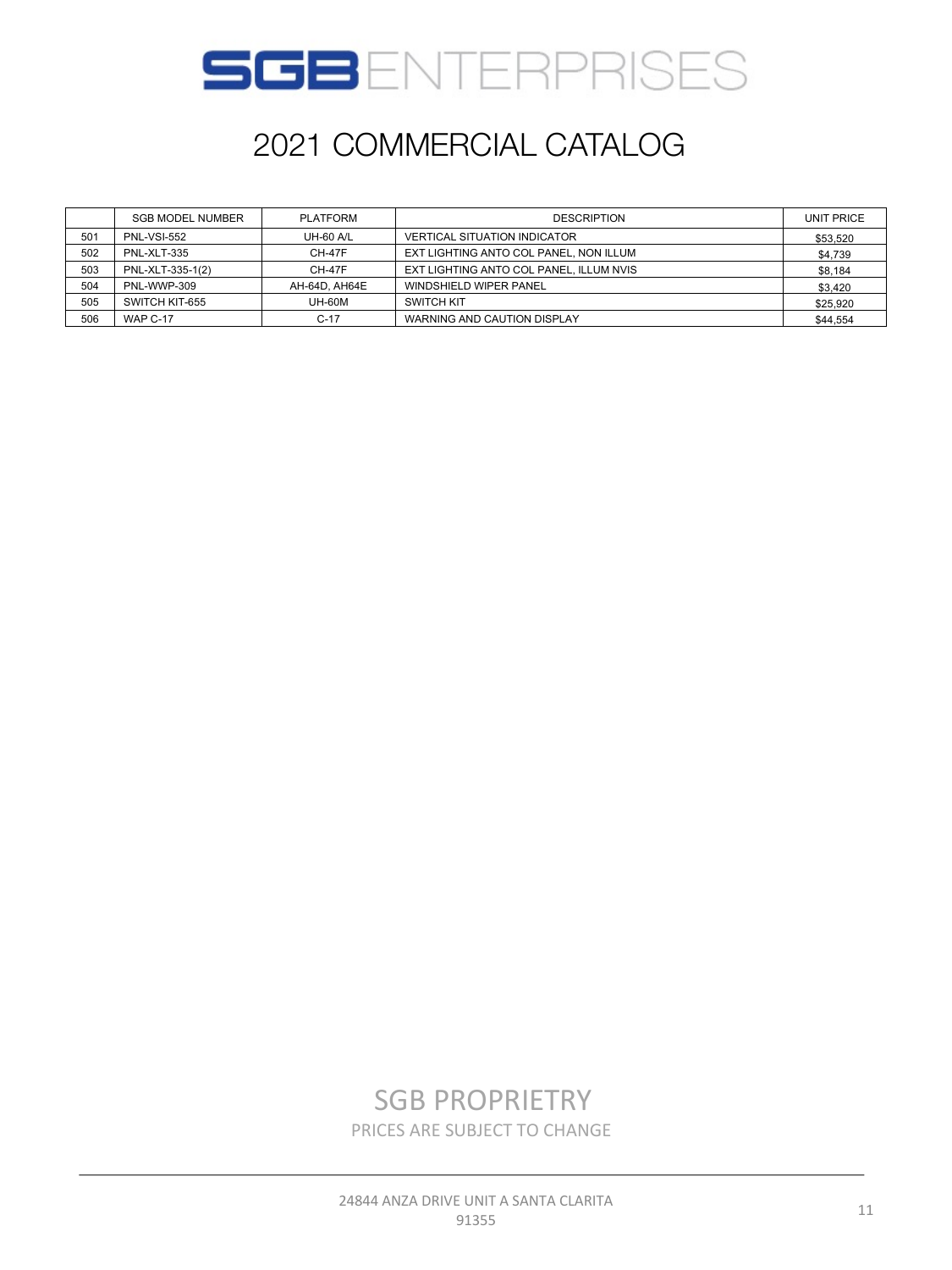# SGB ENTERPRISES

## 2021 COMMERCIAL CATALOG

| | SGB MODEL NUMBER | PLATFORM | DESCRIPTION | UNIT PRICE |
|---|---|---|---|---|
| 501 | PNL-VSI-552 | UH-60 A/L | VERTICAL SITUATION INDICATOR | $53,520 |
| 502 | PNL-XLT-335 | CH-47F | EXT LIGHTING ANTO COL PANEL, NON ILLUM | $4,739 |
| 503 | PNL-XLT-335-1(2) | CH-47F | EXT LIGHTING ANTO COL PANEL, ILLUM NVIS | $8,184 |
| 504 | PNL-WWP-309 | AH-64D, AH64E | WINDSHIELD WIPER PANEL | $3,420 |
| 505 | SWITCH KIT-655 | UH-60M | SWITCH KIT | $25,920 |
| 506 | WAP C-17 | C-17 | WARNING AND CAUTION DISPLAY | $44,554 |

SGB PROPRIETRY

PRICES ARE SUBJECT TO CHANGE

24844 ANZA DRIVE UNIT A SANTA CLARITA 91355